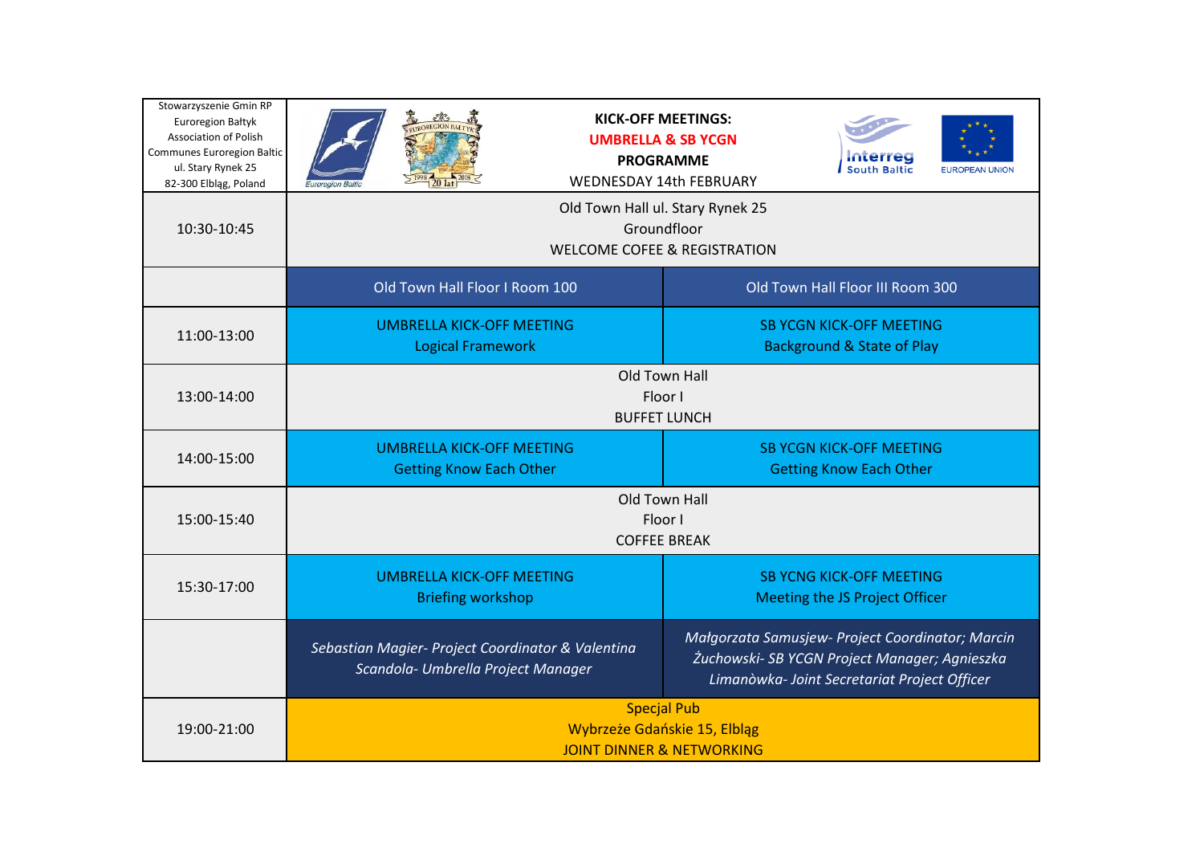Stowarzyszenie Gmin RP Euroregion Bałtyk
Association of Polish Communes Euroregion Baltic
ul. Stary Rynek 25
82-300 Elbląg, Poland

# KICK-OFF MEETINGS:
## UMBRELLA & SB YCGN
**PROGRAMME**

WEDNESDAY 14th FEBRUARY

| Time | Old Town Hall Floor I Room 100 | Old Town Hall Floor III Room 300 |
|---|---|---|
| 10:30-10:45 | Old Town Hall ul. Stary Rynek 25<br>Groundfloor<br>WELCOME COFEE & REGISTRATION | |
| 11:00-13:00 | UMBRELLA KICK-OFF MEETING<br>Logical Framework | SB YCGN KICK-OFF MEETING<br>Background & State of Play |
| 13:00-14:00 | Old Town Hall<br>Floor I<br>BUFFET LUNCH | |
| 14:00-15:00 | UMBRELLA KICK-OFF MEETING<br>Getting Know Each Other | SB YCGN KICK-OFF MEETING<br>Getting Know Each Other |
| 15:00-15:40 | Old Town Hall<br>Floor I<br>COFFEE BREAK | |
| 15:30-17:00 | UMBRELLA KICK-OFF MEETING<br>Briefing workshop | SB YCNG KICK-OFF MEETING<br>Meeting the JS Project Officer |
| | *Sebastian Magier- Project Coordinator & Valentina Scandola- Umbrella Project Manager* | *Małgorzata Samusjew- Project Coordinator; Marcin Żuchowski- SB YCGN Project Manager; Agnieszka Limanòwka- Joint Secretariat Project Officer* |
| 19:00-21:00 | Specjal Pub<br>Wybrzeże Gdańskie 15, Elbląg<br>JOINT DINNER & NETWORKING | |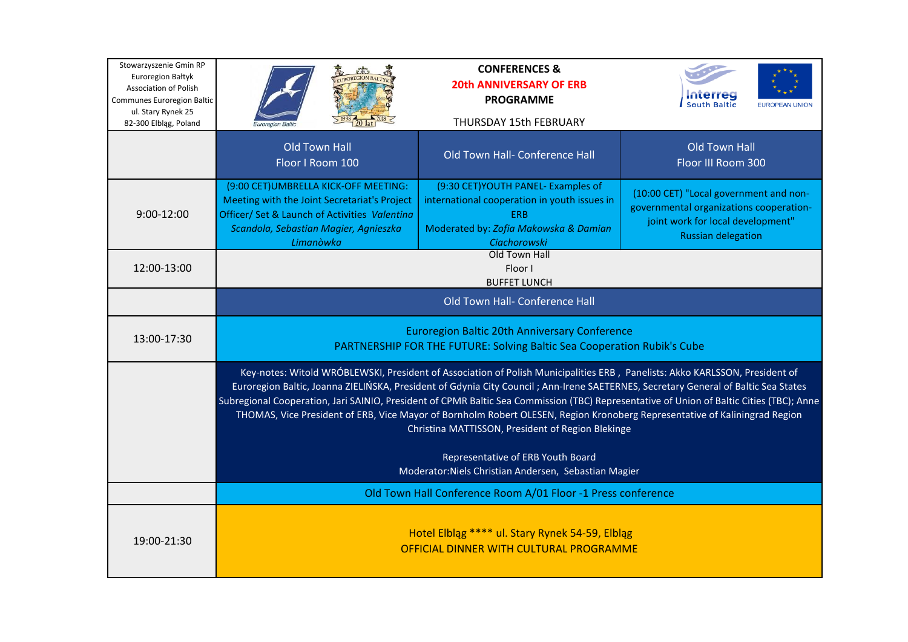| Stowarzyszenie Gmin RP Euroregion Bałtyk Association of Polish Communes Euroregion Baltic ul. Stary Rynek 25 82-300 Elbląg, Poland | **CONFERENCES &** **20th ANNIVERSARY OF ERB** **PROGRAMME** THURSDAY 15th FEBRUARY | | |
|---|---|---|---|
| | Old Town Hall Floor I Room 100 | Old Town Hall- Conference Hall | Old Town Hall Floor III Room 300 |
| 9:00-12:00 | (9:00 CET)UMBRELLA KICK-OFF MEETING: Meeting with the Joint Secretariat's Project Officer/ Set & Launch of Activities *Valentina Scandola, Sebastian Magier, Agnieszka Limanòwka* | (9:30 CET)YOUTH PANEL- Examples of international cooperation in youth issues in ERB Moderated by: *Zofia Makowska & Damian Ciachorowski* | (10:00 CET) "Local government and non-governmental organizations cooperation-joint work for local development" Russian delegation |
| 12:00-13:00 | Old Town Hall Floor I BUFFET LUNCH | | |
| | Old Town Hall- Conference Hall | | |
| 13:00-17:30 | Euroregion Baltic 20th Anniversary Conference PARTNERSHIP FOR THE FUTURE: Solving Baltic Sea Cooperation Rubik's Cube | | |
| | Key-notes: Witold WRÓBLEWSKI, President of Association of Polish Municipalities ERB , Panelists: Akko KARLSSON, President of Euroregion Baltic, Joanna ZIELIŃSKA, President of Gdynia City Council ; Ann-Irene SAETERNES, Secretary General of Baltic Sea States Subregional Cooperation, Jari SAINIO, President of CPMR Baltic Sea Commission (TBC) Representative of Union of Baltic Cities (TBC); Anne THOMAS, Vice President of ERB, Vice Mayor of Bornholm Robert OLESEN, Region Kronoberg Representative of Kaliningrad Region Christina MATTISSON, President of Region Blekinge<br><br>Representative of ERB Youth Board<br>Moderator:Niels Christian Andersen, Sebastian Magier | | |
| | Old Town Hall Conference Room A/01 Floor -1 Press conference | | |
| 19:00-21:30 | Hotel Elbląg **** ul. Stary Rynek 54-59, Elbląg OFFICIAL DINNER WITH CULTURAL PROGRAMME | | |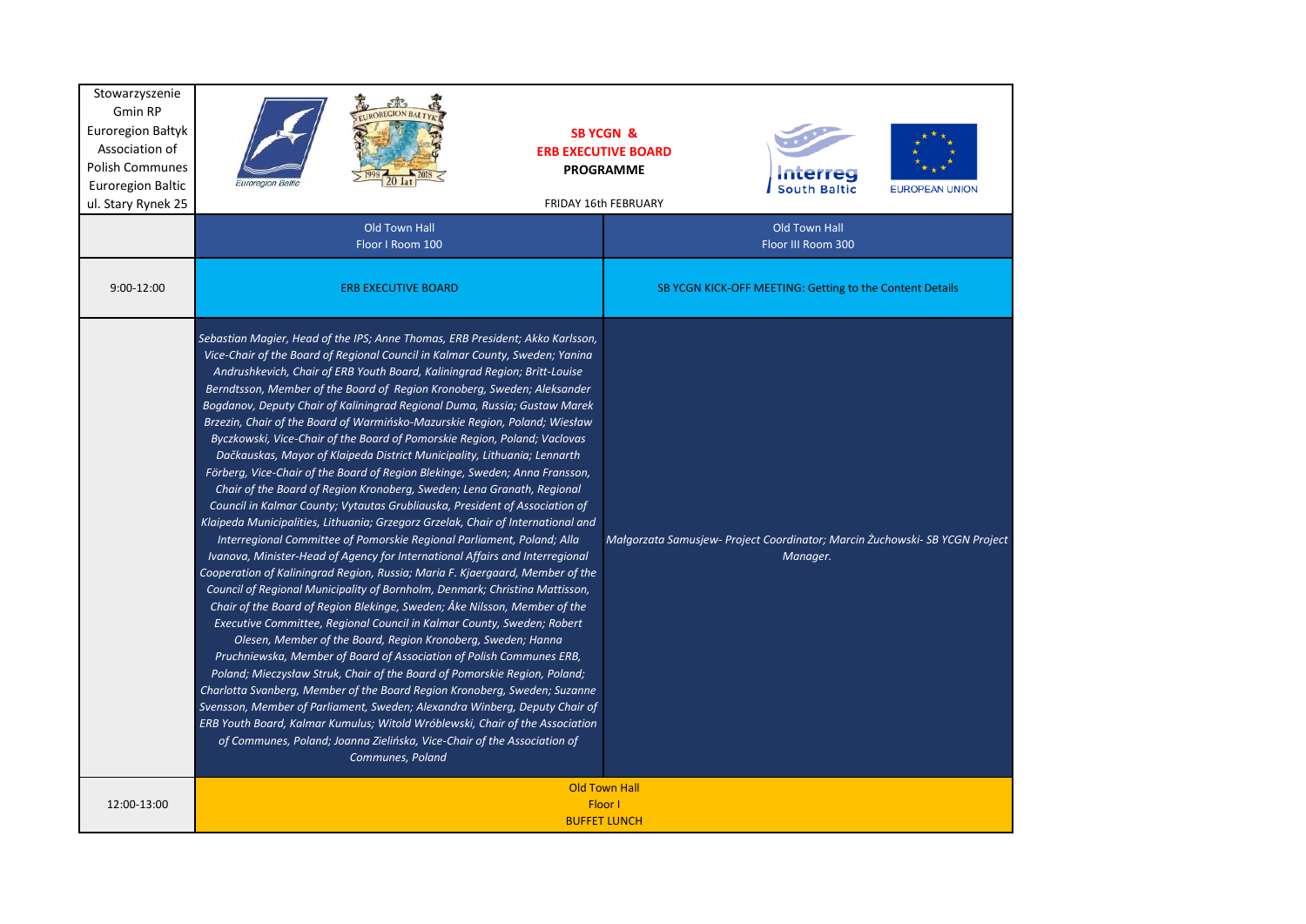| Stowarzyszenie Gmin RP Euroregion Bałtyk Association of Polish Communes Euroregion Baltic ul. Stary Rynek 25 | **SB YCGN & ERB EXECUTIVE BOARD PROGRAMME** FRIDAY 16th FEBRUARY | |
|---|---|---|
| | Old Town Hall Floor I Room 100 | Old Town Hall Floor III Room 300 |
| 9:00-12:00 | ERB EXECUTIVE BOARD | SB YCGN KICK-OFF MEETING: Getting to the Content Details |
| | *Sebastian Magier, Head of the IPS; Anne Thomas, ERB President; Akko Karlsson, Vice-Chair of the Board of Regional Council in Kalmar County, Sweden; Yanina Andrushkevich, Chair of ERB Youth Board, Kaliningrad Region; Britt-Louise Berndtsson, Member of the Board of Region Kronoberg, Sweden; Aleksander Bogdanov, Deputy Chair of Kaliningrad Regional Duma, Russia; Gustaw Marek Brzezin, Chair of the Board of Warmińsko-Mazurskie Region, Poland; Wiesław Byczkowski, Vice-Chair of the Board of Pomorskie Region, Poland; Vaclovas Dačkauskas, Mayor of Klaipeda District Municipality, Lithuania; Lennarth Förberg, Vice-Chair of the Board of Region Blekinge, Sweden; Anna Fransson, Chair of the Board of Region Kronoberg, Sweden; Lena Granath, Regional Council in Kalmar County; Vytautas Grubliauska, President of Association of Klaipeda Municipalities, Lithuania; Grzegorz Grzelak, Chair of International and Interregional Committee of Pomorskie Regional Parliament, Poland; Alla Ivanova, Minister-Head of Agency for International Affairs and Interregional Cooperation of Kaliningrad Region, Russia; Maria F. Kjaergaard, Member of the Council of Regional Municipality of Bornholm, Denmark; Christina Mattisson, Chair of the Board of Region Blekinge, Sweden; Åke Nilsson, Member of the Executive Committee, Regional Council in Kalmar County, Sweden; Robert Olesen, Member of the Board, Region Kronoberg, Sweden; Hanna Pruchniewska, Member of Board of Association of Polish Communes ERB, Poland; Mieczysław Struk, Chair of the Board of Pomorskie Region, Poland; Charlotta Svanberg, Member of the Board Region Kronoberg, Sweden; Suzanne Svensson, Member of Parliament, Sweden; Alexandra Winberg, Deputy Chair of ERB Youth Board, Kalmar Kumulus; Witold Wróblewski, Chair of the Association of Communes, Poland; Joanna Zielińska, Vice-Chair of the Association of Communes, Poland* | *Małgorzata Samusjew- Project Coordinator; Marcin Żuchowski- SB YCGN Project Manager.* |
| 12:00-13:00 | Old Town Hall Floor I BUFFET LUNCH | |